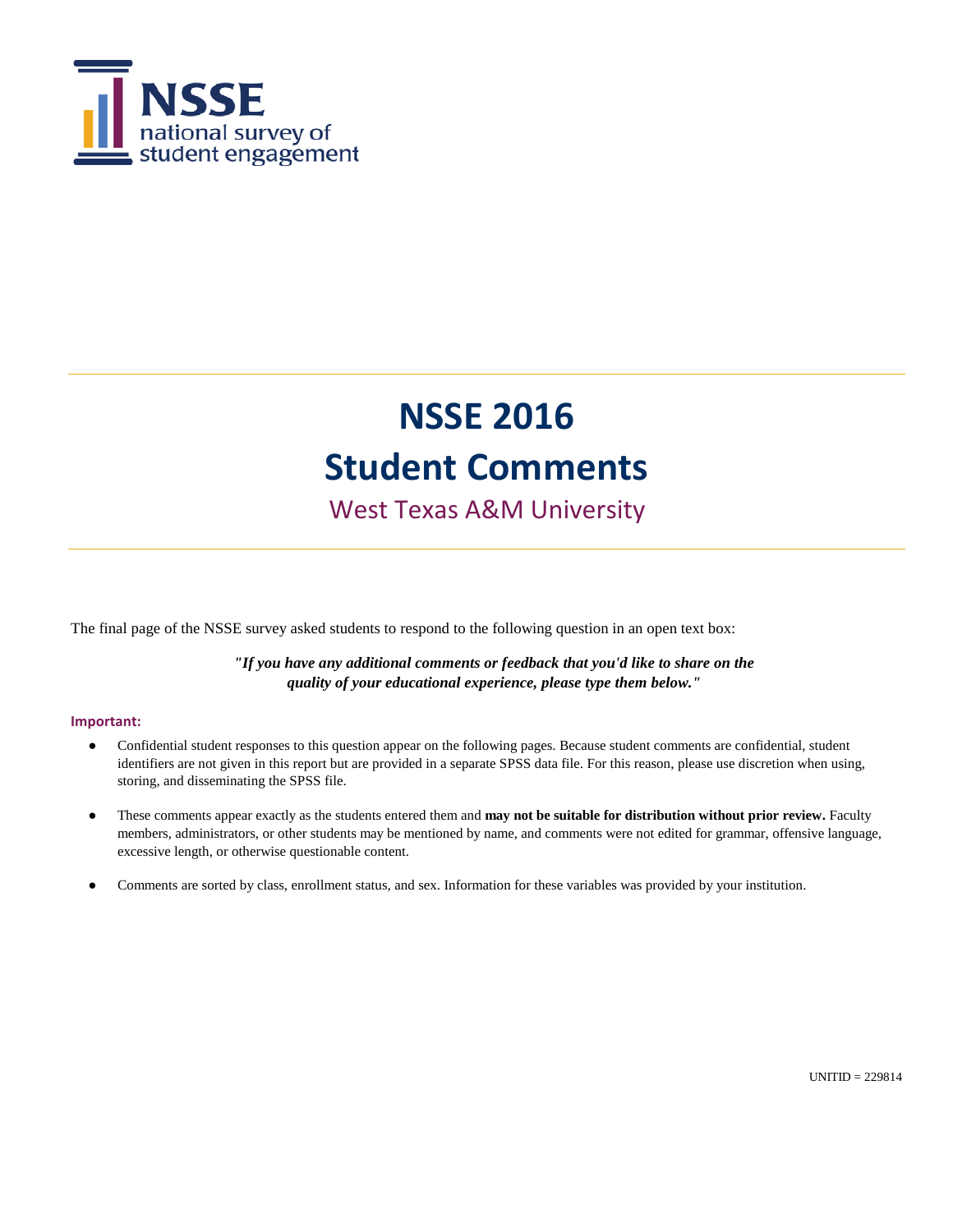NSSE
national survey of
student engagement

# NSSE 2016

# Student Comments

## West Texas A&M University

The final page of the NSSE survey asked students to respond to the following question in an open text box:

***"If you have any additional comments or feedback that you'd like to share on the quality of your educational experience, please type them below."***

**Important:**

- Confidential student responses to this question appear on the following pages. Because student comments are confidential, student identifiers are not given in this report but are provided in a separate SPSS data file. For this reason, please use discretion when using, storing, and disseminating the SPSS file.
- These comments appear exactly as the students entered them and **may not be suitable for distribution without prior review.** Faculty members, administrators, or other students may be mentioned by name, and comments were not edited for grammar, offensive language, excessive length, or otherwise questionable content.
- Comments are sorted by class, enrollment status, and sex. Information for these variables was provided by your institution.

UNITID = 229814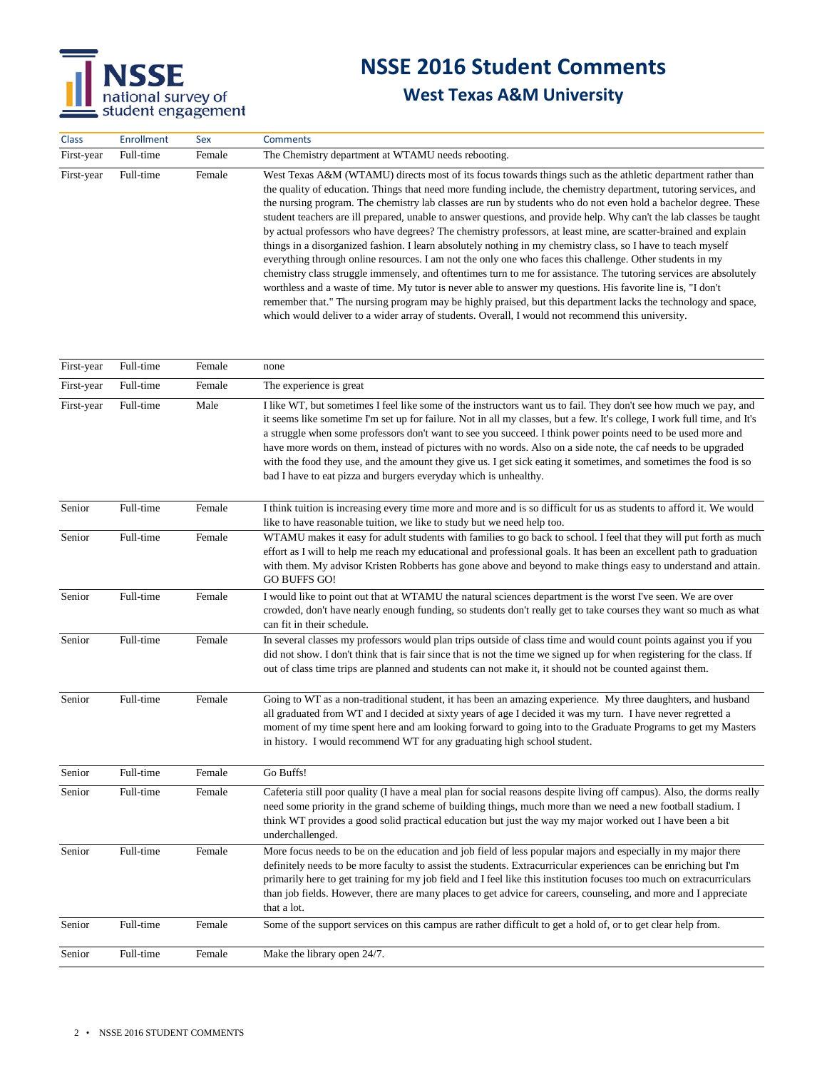# NSSE 2016 Student Comments

## West Texas A&M University

| Class | Enrollment | Sex | Comments |
| --- | --- | --- | --- |
| First-year | Full-time | Female | The Chemistry department at WTAMU needs rebooting. |
| First-year | Full-time | Female | West Texas A&M (WTAMU) directs most of its focus towards things such as the athletic department rather than the quality of education. Things that need more funding include, the chemistry department, tutoring services, and the nursing program. The chemistry lab classes are run by students who do not even hold a bachelor degree. These student teachers are ill prepared, unable to answer questions, and provide help. Why can't the lab classes be taught by actual professors who have degrees? The chemistry professors, at least mine, are scatter-brained and explain things in a disorganized fashion. I learn absolutely nothing in my chemistry class, so I have to teach myself everything through online resources. I am not the only one who faces this challenge. Other students in my chemistry class struggle immensely, and oftentimes turn to me for assistance. The tutoring services are absolutely worthless and a waste of time. My tutor is never able to answer my questions. His favorite line is, "I don't remember that." The nursing program may be highly praised, but this department lacks the technology and space, which would deliver to a wider array of students. Overall, I would not recommend this university. |
| First-year | Full-time | Female | none |
| First-year | Full-time | Female | The experience is great |
| First-year | Full-time | Male | I like WT, but sometimes I feel like some of the instructors want us to fail. They don't see how much we pay, and it seems like sometime I'm set up for failure. Not in all my classes, but a few. It's college, I work full time, and It's a struggle when some professors don't want to see you succeed. I think power points need to be used more and have more words on them, instead of pictures with no words. Also on a side note, the caf needs to be upgraded with the food they use, and the amount they give us. I get sick eating it sometimes, and sometimes the food is so bad I have to eat pizza and burgers everyday which is unhealthy. |
| Senior | Full-time | Female | I think tuition is increasing every time more and more and is so difficult for us as students to afford it. We would like to have reasonable tuition, we like to study but we need help too. |
| Senior | Full-time | Female | WTAMU makes it easy for adult students with families to go back to school. I feel that they will put forth as much effort as I will to help me reach my educational and professional goals. It has been an excellent path to graduation with them. My advisor Kristen Robberts has gone above and beyond to make things easy to understand and attain. GO BUFFS GO! |
| Senior | Full-time | Female | I would like to point out that at WTAMU the natural sciences department is the worst I've seen. We are over crowded, don't have nearly enough funding, so students don't really get to take courses they want so much as what can fit in their schedule. |
| Senior | Full-time | Female | In several classes my professors would plan trips outside of class time and would count points against you if you did not show. I don't think that is fair since that is not the time we signed up for when registering for the class. If out of class time trips are planned and students can not make it, it should not be counted against them. |
| Senior | Full-time | Female | Going to WT as a non-traditional student, it has been an amazing experience. My three daughters, and husband all graduated from WT and I decided at sixty years of age I decided it was my turn. I have never regretted a moment of my time spent here and am looking forward to going into to the Graduate Programs to get my Masters in history. I would recommend WT for any graduating high school student. |
| Senior | Full-time | Female | Go Buffs! |
| Senior | Full-time | Female | Cafeteria still poor quality (I have a meal plan for social reasons despite living off campus). Also, the dorms really need some priority in the grand scheme of building things, much more than we need a new football stadium. I think WT provides a good solid practical education but just the way my major worked out I have been a bit underchallenged. |
| Senior | Full-time | Female | More focus needs to be on the education and job field of less popular majors and especially in my major there definitely needs to be more faculty to assist the students. Extracurricular experiences can be enriching but I'm primarily here to get training for my job field and I feel like this institution focuses too much on extracurriculars than job fields. However, there are many places to get advice for careers, counseling, and more and I appreciate that a lot. |
| Senior | Full-time | Female | Some of the support services on this campus are rather difficult to get a hold of, or to get clear help from. |
| Senior | Full-time | Female | Make the library open 24/7. |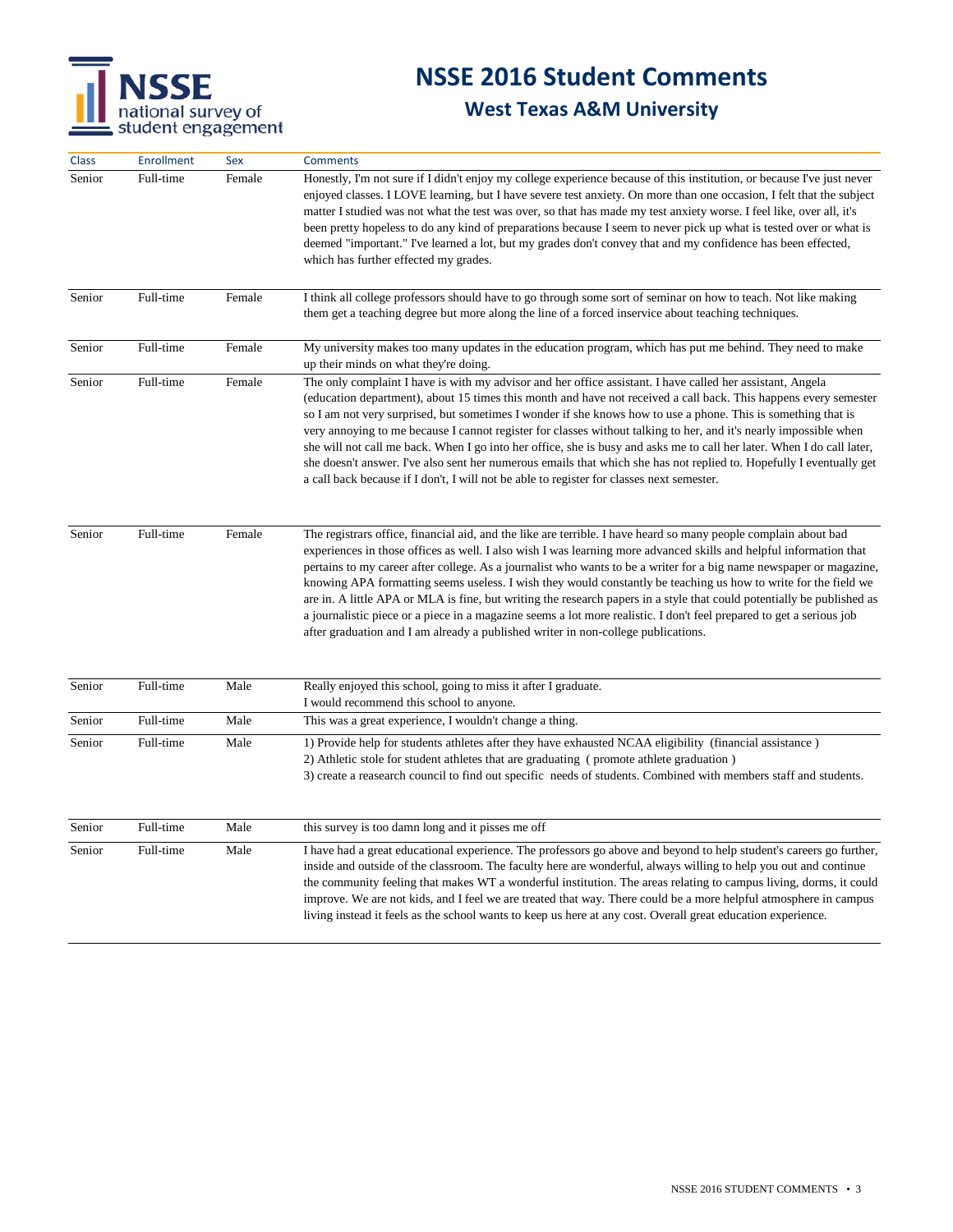# NSSE 2016 Student Comments

## West Texas A&M University

| Class | Enrollment | Sex | Comments |
|---|---|---|---|
| Senior | Full-time | Female | Honestly, I'm not sure if I didn't enjoy my college experience because of this institution, or because I've just never enjoyed classes. I LOVE learning, but I have severe test anxiety. On more than one occasion, I felt that the subject matter I studied was not what the test was over, so that has made my test anxiety worse. I feel like, over all, it's been pretty hopeless to do any kind of preparations because I seem to never pick up what is tested over or what is deemed "important." I've learned a lot, but my grades don't convey that and my confidence has been effected, which has further effected my grades. |
| Senior | Full-time | Female | I think all college professors should have to go through some sort of seminar on how to teach. Not like making them get a teaching degree but more along the line of a forced inservice about teaching techniques. |
| Senior | Full-time | Female | My university makes too many updates in the education program, which has put me behind. They need to make up their minds on what they're doing. |
| Senior | Full-time | Female | The only complaint I have is with my advisor and her office assistant. I have called her assistant, Angela (education department), about 15 times this month and have not received a call back. This happens every semester so I am not very surprised, but sometimes I wonder if she knows how to use a phone. This is something that is very annoying to me because I cannot register for classes without talking to her, and it's nearly impossible when she will not call me back. When I go into her office, she is busy and asks me to call her later. When I do call later, she doesn't answer. I've also sent her numerous emails that which she has not replied to. Hopefully I eventually get a call back because if I don't, I will not be able to register for classes next semester. |
| Senior | Full-time | Female | The registrars office, financial aid, and the like are terrible. I have heard so many people complain about bad experiences in those offices as well. I also wish I was learning more advanced skills and helpful information that pertains to my career after college. As a journalist who wants to be a writer for a big name newspaper or magazine, knowing APA formatting seems useless. I wish they would constantly be teaching us how to write for the field we are in. A little APA or MLA is fine, but writing the research papers in a style that could potentially be published as a journalistic piece or a piece in a magazine seems a lot more realistic. I don't feel prepared to get a serious job after graduation and I am already a published writer in non-college publications. |
| Senior | Full-time | Male | Really enjoyed this school, going to miss it after I graduate.<br>I would recommend this school to anyone. |
| Senior | Full-time | Male | This was a great experience, I wouldn't change a thing. |
| Senior | Full-time | Male | 1) Provide help for students athletes after they have exhausted NCAA eligibility (financial assistance )<br>2) Athletic stole for student athletes that are graduating ( promote athlete graduation )<br>3) create a reasearch council to find out specific needs of students. Combined with members staff and students. |
| Senior | Full-time | Male | this survey is too damn long and it pisses me off |
| Senior | Full-time | Male | I have had a great educational experience. The professors go above and beyond to help student's careers go further, inside and outside of the classroom. The faculty here are wonderful, always willing to help you out and continue the community feeling that makes WT a wonderful institution. The areas relating to campus living, dorms, it could improve. We are not kids, and I feel we are treated that way. There could be a more helpful atmosphere in campus living instead it feels as the school wants to keep us here at any cost. Overall great education experience. |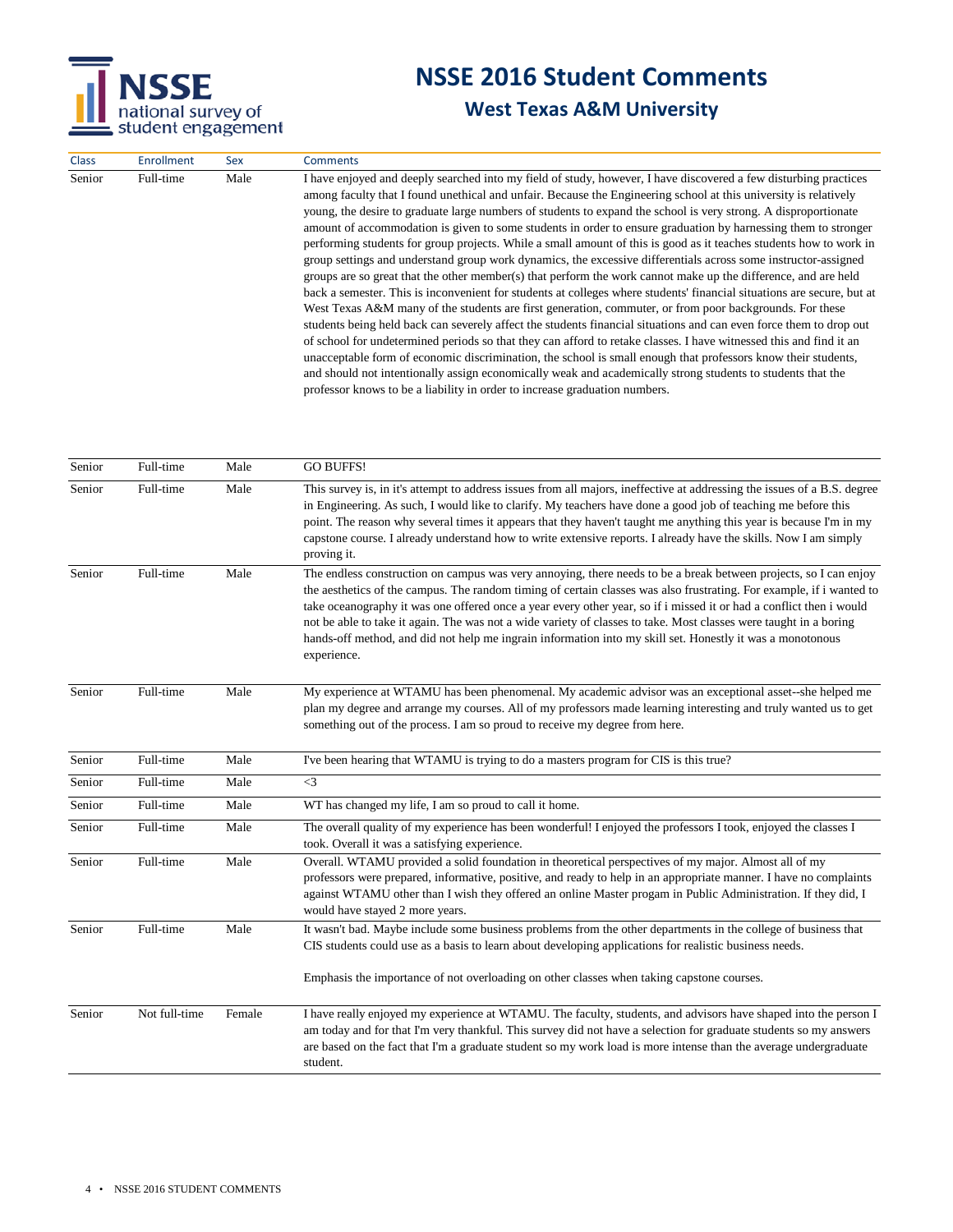# NSSE 2016 Student Comments

## West Texas A&M University

| Class | Enrollment | Sex | Comments |
|---|---|---|---|
| Senior | Full-time | Male | I have enjoyed and deeply searched into my field of study, however, I have discovered a few disturbing practices among faculty that I found unethical and unfair. Because the Engineering school at this university is relatively young, the desire to graduate large numbers of students to expand the school is very strong. A disproportionate amount of accommodation is given to some students in order to ensure graduation by harnessing them to stronger performing students for group projects. While a small amount of this is good as it teaches students how to work in group settings and understand group work dynamics, the excessive differentials across some instructor-assigned groups are so great that the other member(s) that perform the work cannot make up the difference, and are held back a semester. This is inconvenient for students at colleges where students' financial situations are secure, but at West Texas A&M many of the students are first generation, commuter, or from poor backgrounds. For these students being held back can severely affect the students financial situations and can even force them to drop out of school for undetermined periods so that they can afford to retake classes. I have witnessed this and find it an unacceptable form of economic discrimination, the school is small enough that professors know their students, and should not intentionally assign economically weak and academically strong students to students that the professor knows to be a liability in order to increase graduation numbers. |
| Senior | Full-time | Male | GO BUFFS! |
| Senior | Full-time | Male | This survey is, in it's attempt to address issues from all majors, ineffective at addressing the issues of a B.S. degree in Engineering. As such, I would like to clarify. My teachers have done a good job of teaching me before this point. The reason why several times it appears that they haven't taught me anything this year is because I'm in my capstone course. I already understand how to write extensive reports. I already have the skills. Now I am simply proving it. |
| Senior | Full-time | Male | The endless construction on campus was very annoying, there needs to be a break between projects, so I can enjoy the aesthetics of the campus. The random timing of certain classes was also frustrating. For example, if i wanted to take oceanography it was one offered once a year every other year, so if i missed it or had a conflict then i would not be able to take it again. The was not a wide variety of classes to take. Most classes were taught in a boring hands-off method, and did not help me ingrain information into my skill set. Honestly it was a monotonous experience. |
| Senior | Full-time | Male | My experience at WTAMU has been phenomenal. My academic advisor was an exceptional asset--she helped me plan my degree and arrange my courses. All of my professors made learning interesting and truly wanted us to get something out of the process. I am so proud to receive my degree from here. |
| Senior | Full-time | Male | I've been hearing that WTAMU is trying to do a masters program for CIS is this true? |
| Senior | Full-time | Male | <3 |
| Senior | Full-time | Male | WT has changed my life, I am so proud to call it home. |
| Senior | Full-time | Male | The overall quality of my experience has been wonderful! I enjoyed the professors I took, enjoyed the classes I took. Overall it was a satisfying experience. |
| Senior | Full-time | Male | Overall. WTAMU provided a solid foundation in theoretical perspectives of my major. Almost all of my professors were prepared, informative, positive, and ready to help in an appropriate manner. I have no complaints against WTAMU other than I wish they offered an online Master progam in Public Administration. If they did, I would have stayed 2 more years. |
| Senior | Full-time | Male | It wasn't bad. Maybe include some business problems from the other departments in the college of business that CIS students could use as a basis to learn about developing applications for realistic business needs. <br><br> Emphasis the importance of not overloading on other classes when taking capstone courses. |
| Senior | Not full-time | Female | I have really enjoyed my experience at WTAMU. The faculty, students, and advisors have shaped into the person I am today and for that I'm very thankful. This survey did not have a selection for graduate students so my answers are based on the fact that I'm a graduate student so my work load is more intense than the average undergraduate student. |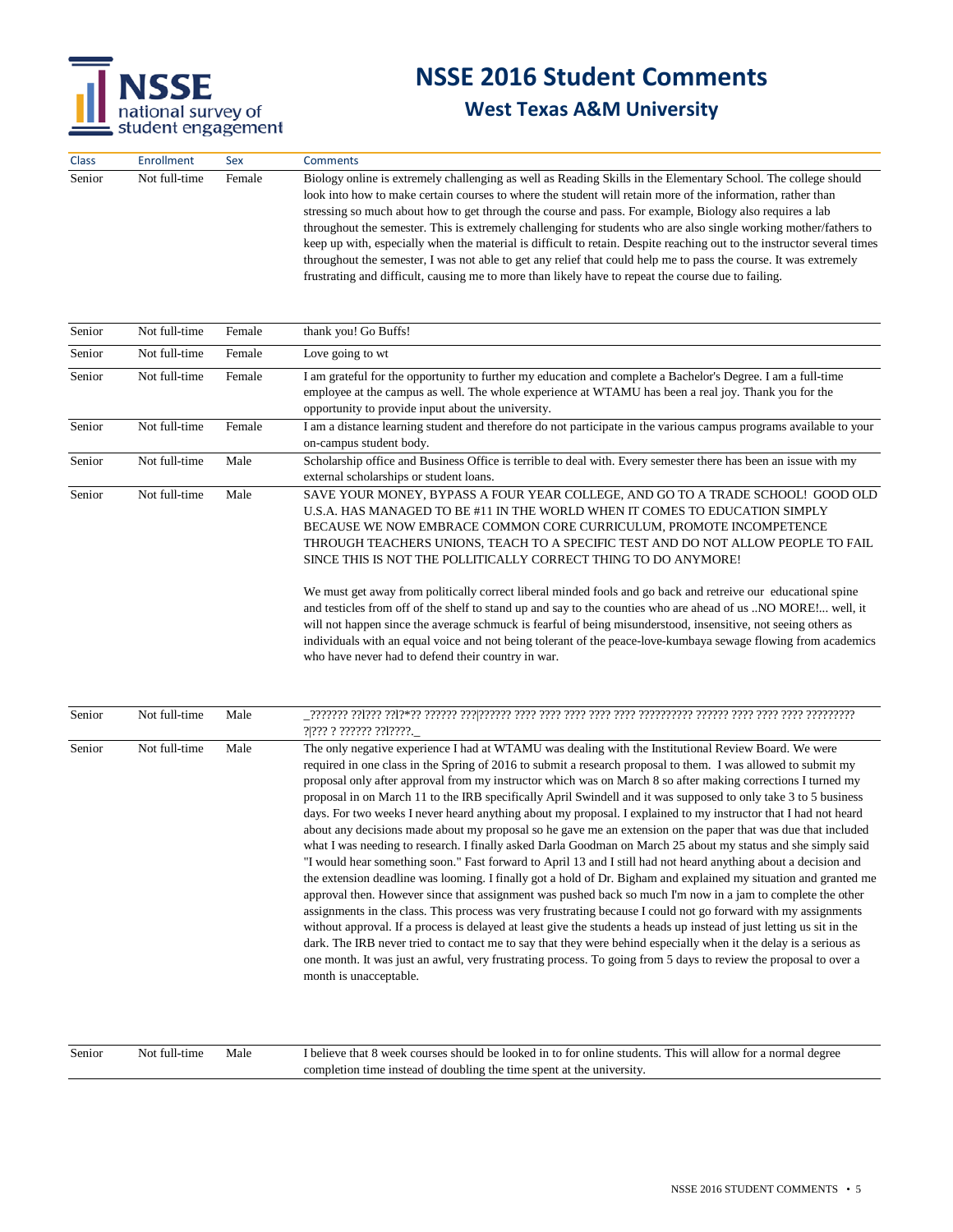# NSSE 2016 Student Comments

## West Texas A&M University

| Class | Enrollment | Sex | Comments |
|---|---|---|---|
| Senior | Not full-time | Female | Biology online is extremely challenging as well as Reading Skills in the Elementary School. The college should look into how to make certain courses to where the student will retain more of the information, rather than stressing so much about how to get through the course and pass. For example, Biology also requires a lab throughout the semester. This is extremely challenging for students who are also single working mother/fathers to keep up with, especially when the material is difficult to retain. Despite reaching out to the instructor several times throughout the semester, I was not able to get any relief that could help me to pass the course. It was extremely frustrating and difficult, causing me to more than likely have to repeat the course due to failing. |
| Senior | Not full-time | Female | thank you! Go Buffs! |
| Senior | Not full-time | Female | Love going to wt |
| Senior | Not full-time | Female | I am grateful for the opportunity to further my education and complete a Bachelor's Degree. I am a full-time employee at the campus as well. The whole experience at WTAMU has been a real joy. Thank you for the opportunity to provide input about the university. |
| Senior | Not full-time | Female | I am a distance learning student and therefore do not participate in the various campus programs available to your on-campus student body. |
| Senior | Not full-time | Male | Scholarship office and Business Office is terrible to deal with. Every semester there has been an issue with my external scholarships or student loans. |
| Senior | Not full-time | Male | SAVE YOUR MONEY, BYPASS A FOUR YEAR COLLEGE, AND GO TO A TRADE SCHOOL! GOOD OLD U.S.A. HAS MANAGED TO BE #11 IN THE WORLD WHEN IT COMES TO EDUCATION SIMPLY BECAUSE WE NOW EMBRACE COMMON CORE CURRICULUM, PROMOTE INCOMPETENCE THROUGH TEACHERS UNIONS, TEACH TO A SPECIFIC TEST AND DO NOT ALLOW PEOPLE TO FAIL SINCE THIS IS NOT THE POLLITICALLY CORRECT THING TO DO ANYMORE!<br><br>We must get away from politically correct liberal minded fools and go back and retreive our educational spine and testicles from off of the shelf to stand up and say to the counties who are ahead of us ..NO MORE!... well, it will not happen since the average schmuck is fearful of being misunderstood, insensitive, not seeing others as individuals with an equal voice and not being tolerant of the peace-love-kumbaya sewage flowing from academics who have never had to defend their country in war. |
| Senior | Not full-time | Male | _??????? ??l??? ??l?*?? ?????? ???\|?????? ???? ???? ???? ???? ???? ?????????? ?????? ???? ???? ???? ????????? ?\|??? ? ?????? ??l????._ |
| Senior | Not full-time | Male | The only negative experience I had at WTAMU was dealing with the Institutional Review Board. We were required in one class in the Spring of 2016 to submit a research proposal to them. I was allowed to submit my proposal only after approval from my instructor which was on March 8 so after making corrections I turned my proposal in on March 11 to the IRB specifically April Swindell and it was supposed to only take 3 to 5 business days. For two weeks I never heard anything about my proposal. I explained to my instructor that I had not heard about any decisions made about my proposal so he gave me an extension on the paper that was due that included what I was needing to research. I finally asked Darla Goodman on March 25 about my status and she simply said "I would hear something soon." Fast forward to April 13 and I still had not heard anything about a decision and the extension deadline was looming. I finally got a hold of Dr. Bigham and explained my situation and granted me approval then. However since that assignment was pushed back so much I'm now in a jam to complete the other assignments in the class. This process was very frustrating because I could not go forward with my assignments without approval. If a process is delayed at least give the students a heads up instead of just letting us sit in the dark. The IRB never tried to contact me to say that they were behind especially when it the delay is a serious as one month. It was just an awful, very frustrating process. To going from 5 days to review the proposal to over a month is unacceptable. |
| Senior | Not full-time | Male | I believe that 8 week courses should be looked in to for online students. This will allow for a normal degree completion time instead of doubling the time spent at the university. |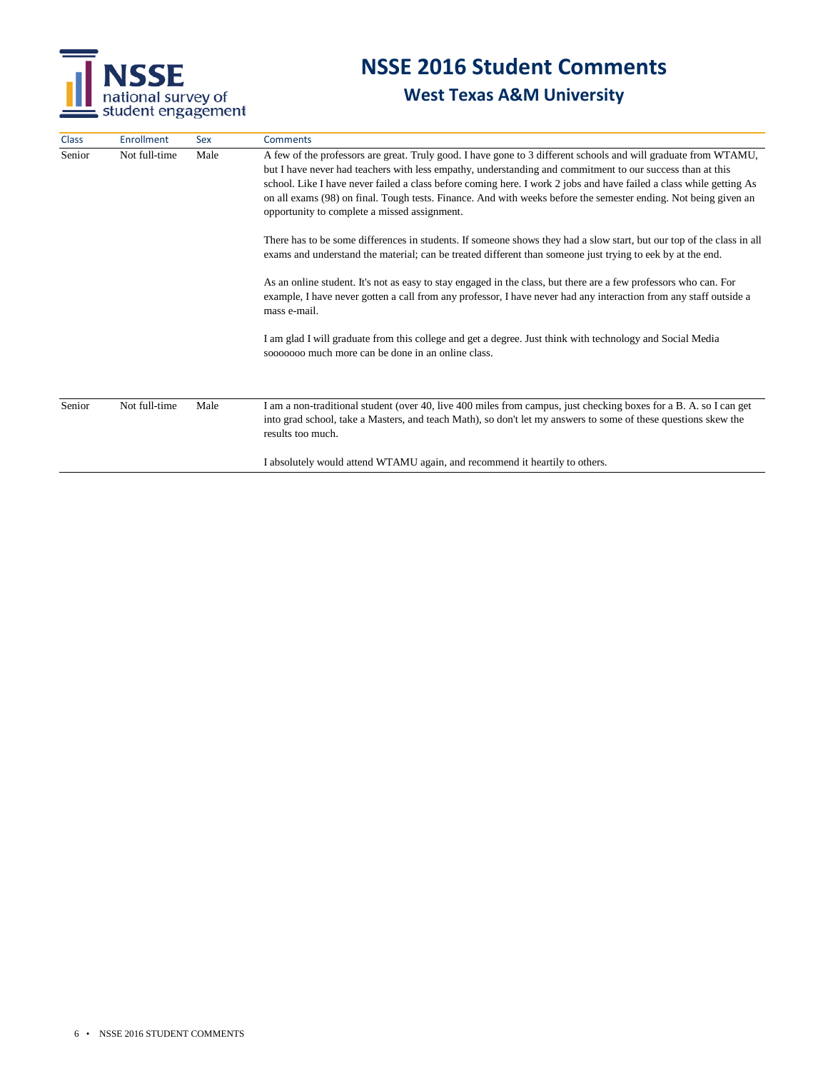# NSSE 2016 Student Comments

## West Texas A&M University

| Class | Enrollment | Sex | Comments |
|---|---|---|---|
| Senior | Not full-time | Male | A few of the professors are great. Truly good. I have gone to 3 different schools and will graduate from WTAMU, but I have never had teachers with less empathy, understanding and commitment to our success than at this school. Like I have never failed a class before coming here. I work 2 jobs and have failed a class while getting As on all exams (98) on final. Tough tests. Finance. And with weeks before the semester ending. Not being given an opportunity to complete a missed assignment.<br><br>There has to be some differences in students. If someone shows they had a slow start, but our top of the class in all exams and understand the material; can be treated different than someone just trying to eek by at the end.<br><br>As an online student. It's not as easy to stay engaged in the class, but there are a few professors who can. For example, I have never gotten a call from any professor, I have never had any interaction from any staff outside a mass e-mail.<br><br>I am glad I will graduate from this college and get a degree. Just think with technology and Social Media sooooooo much more can be done in an online class. |
| Senior | Not full-time | Male | I am a non-traditional student (over 40, live 400 miles from campus, just checking boxes for a B. A. so I can get into grad school, take a Masters, and teach Math), so don't let my answers to some of these questions skew the results too much.<br><br>I absolutely would attend WTAMU again, and recommend it heartily to others. |